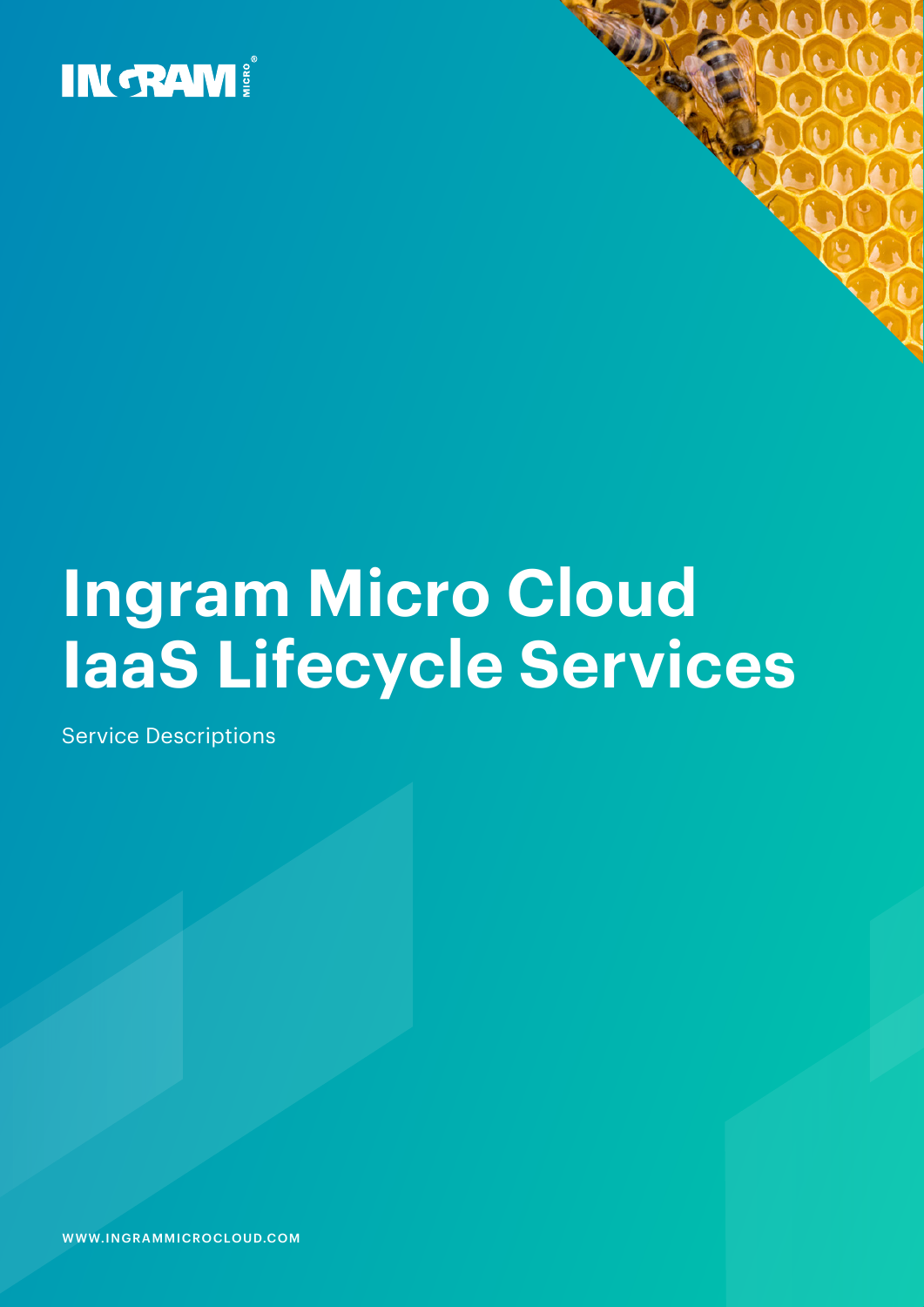INGRAM MICRO

# Ingram Micro Cloud IaaS Lifecycle Services

Service Descriptions

WWW.INGRAMMICROCLOUD.COM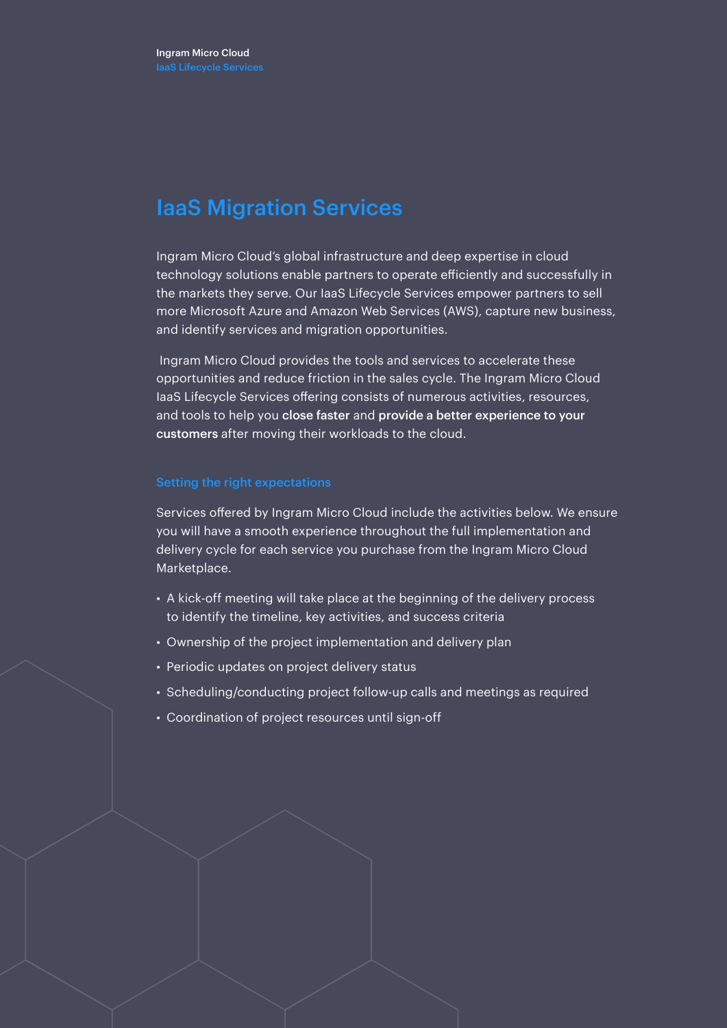# IaaS Migration Services

Ingram Micro Cloud's global infrastructure and deep expertise in cloud technology solutions enable partners to operate efficiently and successfully in the markets they serve. Our IaaS Lifecycle Services empower partners to sell more Microsoft Azure and Amazon Web Services (AWS), capture new business, and identify services and migration opportunities.

Ingram Micro Cloud provides the tools and services to accelerate these opportunities and reduce friction in the sales cycle. The Ingram Micro Cloud IaaS Lifecycle Services offering consists of numerous activities, resources, and tools to help you **close faster** and **provide a better experience to your customers** after moving their workloads to the cloud.

## Setting the right expectations

Services offered by Ingram Micro Cloud include the activities below. We ensure you will have a smooth experience throughout the full implementation and delivery cycle for each service you purchase from the Ingram Micro Cloud Marketplace.

- A kick-off meeting will take place at the beginning of the delivery process to identify the timeline, key activities, and success criteria
- Ownership of the project implementation and delivery plan
- Periodic updates on project delivery status
- Scheduling/conducting project follow-up calls and meetings as required
- Coordination of project resources until sign-off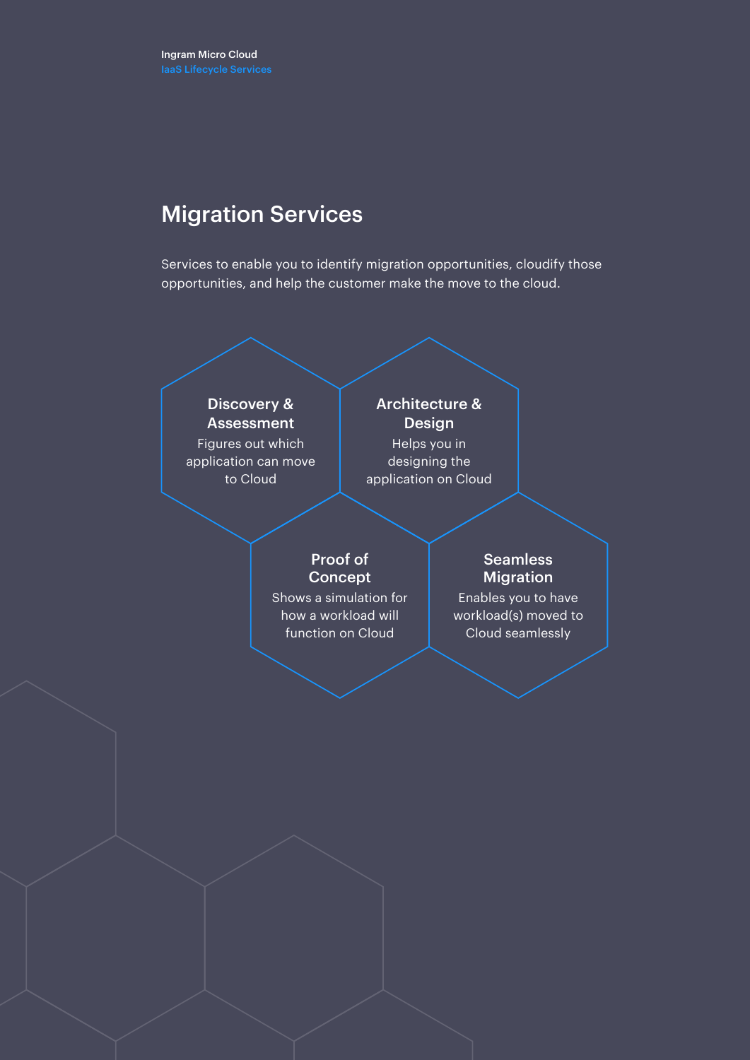## Migration Services

Services to enable you to identify migration opportunities, cloudify those opportunities, and help the customer make the move to the cloud.

**Discovery & Assessment**
Figures out which application can move to Cloud

**Architecture & Design**
Helps you in designing the application on Cloud

**Proof of Concept**
Shows a simulation for how a workload will function on Cloud

**Seamless Migration**
Enables you to have workload(s) moved to Cloud seamlessly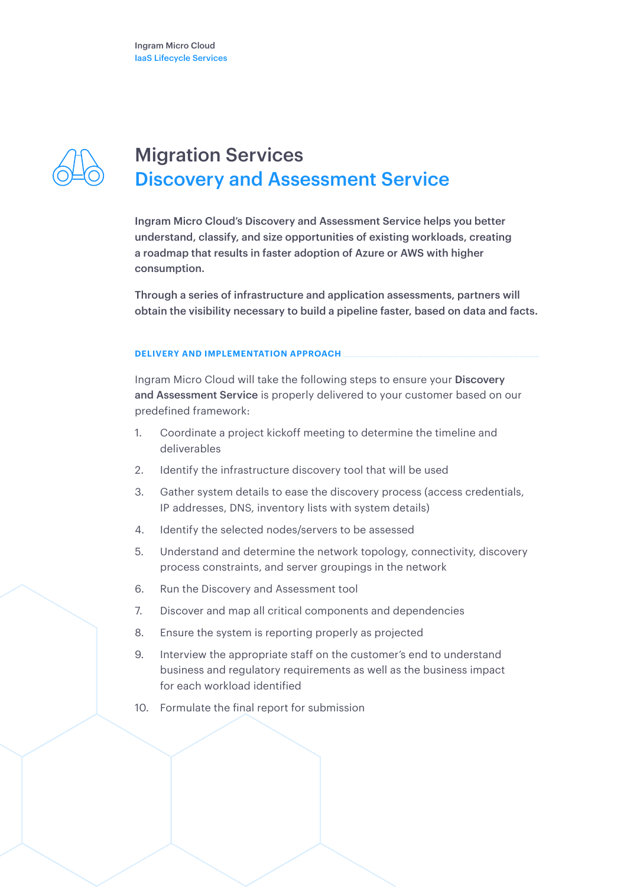# Migration Services
## Discovery and Assessment Service

**Ingram Micro Cloud's Discovery and Assessment Service helps you better understand, classify, and size opportunities of existing workloads, creating a roadmap that results in faster adoption of Azure or AWS with higher consumption.**

**Through a series of infrastructure and application assessments, partners will obtain the visibility necessary to build a pipeline faster, based on data and facts.**

### DELIVERY AND IMPLEMENTATION APPROACH

Ingram Micro Cloud will take the following steps to ensure your **Discovery and Assessment Service** is properly delivered to your customer based on our predefined framework:

1. Coordinate a project kickoff meeting to determine the timeline and deliverables
2. Identify the infrastructure discovery tool that will be used
3. Gather system details to ease the discovery process (access credentials, IP addresses, DNS, inventory lists with system details)
4. Identify the selected nodes/servers to be assessed
5. Understand and determine the network topology, connectivity, discovery process constraints, and server groupings in the network
6. Run the Discovery and Assessment tool
7. Discover and map all critical components and dependencies
8. Ensure the system is reporting properly as projected
9. Interview the appropriate staff on the customer's end to understand business and regulatory requirements as well as the business impact for each workload identified
10. Formulate the final report for submission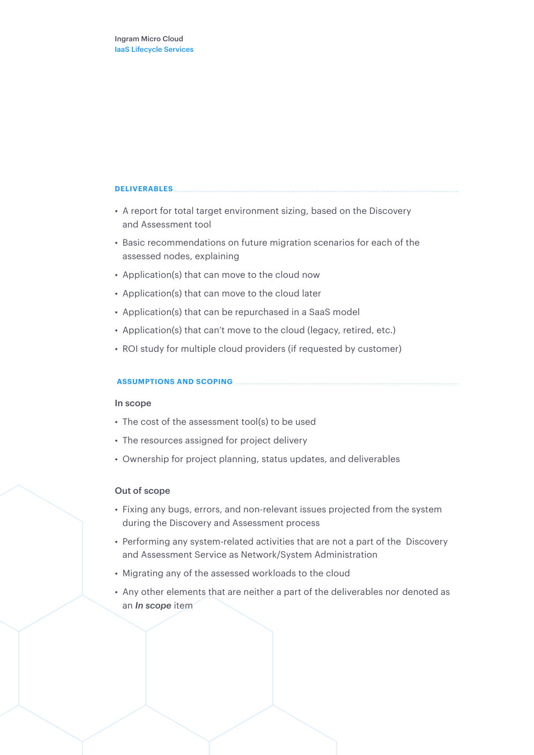## DELIVERABLES

- A report for total target environment sizing, based on the Discovery and Assessment tool
- Basic recommendations on future migration scenarios for each of the assessed nodes, explaining
- Application(s) that can move to the cloud now
- Application(s) that can move to the cloud later
- Application(s) that can be repurchased in a SaaS model
- Application(s) that can't move to the cloud (legacy, retired, etc.)
- ROI study for multiple cloud providers (if requested by customer)

## ASSUMPTIONS AND SCOPING

### In scope

- The cost of the assessment tool(s) to be used
- The resources assigned for project delivery
- Ownership for project planning, status updates, and deliverables

### Out of scope

- Fixing any bugs, errors, and non-relevant issues projected from the system during the Discovery and Assessment process
- Performing any system-related activities that are not a part of the Discovery and Assessment Service as Network/System Administration
- Migrating any of the assessed workloads to the cloud
- Any other elements that are neither a part of the deliverables nor denoted as an ***In scope*** item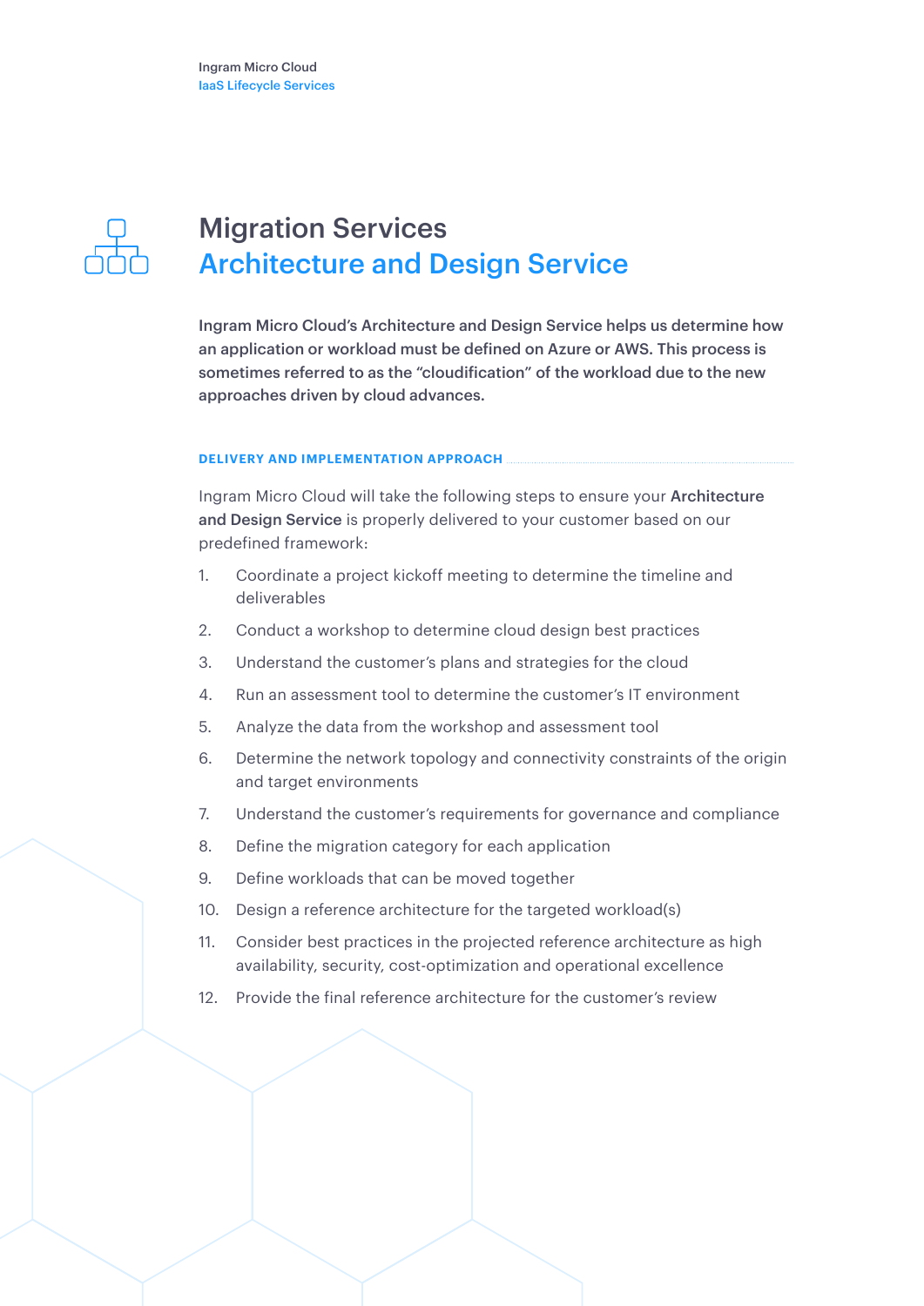# Migration Services
## Architecture and Design Service

**Ingram Micro Cloud's Architecture and Design Service helps us determine how an application or workload must be defined on Azure or AWS. This process is sometimes referred to as the "cloudification" of the workload due to the new approaches driven by cloud advances.**

### DELIVERY AND IMPLEMENTATION APPROACH

Ingram Micro Cloud will take the following steps to ensure your **Architecture and Design Service** is properly delivered to your customer based on our predefined framework:

1. Coordinate a project kickoff meeting to determine the timeline and deliverables
2. Conduct a workshop to determine cloud design best practices
3. Understand the customer's plans and strategies for the cloud
4. Run an assessment tool to determine the customer's IT environment
5. Analyze the data from the workshop and assessment tool
6. Determine the network topology and connectivity constraints of the origin and target environments
7. Understand the customer's requirements for governance and compliance
8. Define the migration category for each application
9. Define workloads that can be moved together
10. Design a reference architecture for the targeted workload(s)
11. Consider best practices in the projected reference architecture as high availability, security, cost-optimization and operational excellence
12. Provide the final reference architecture for the customer's review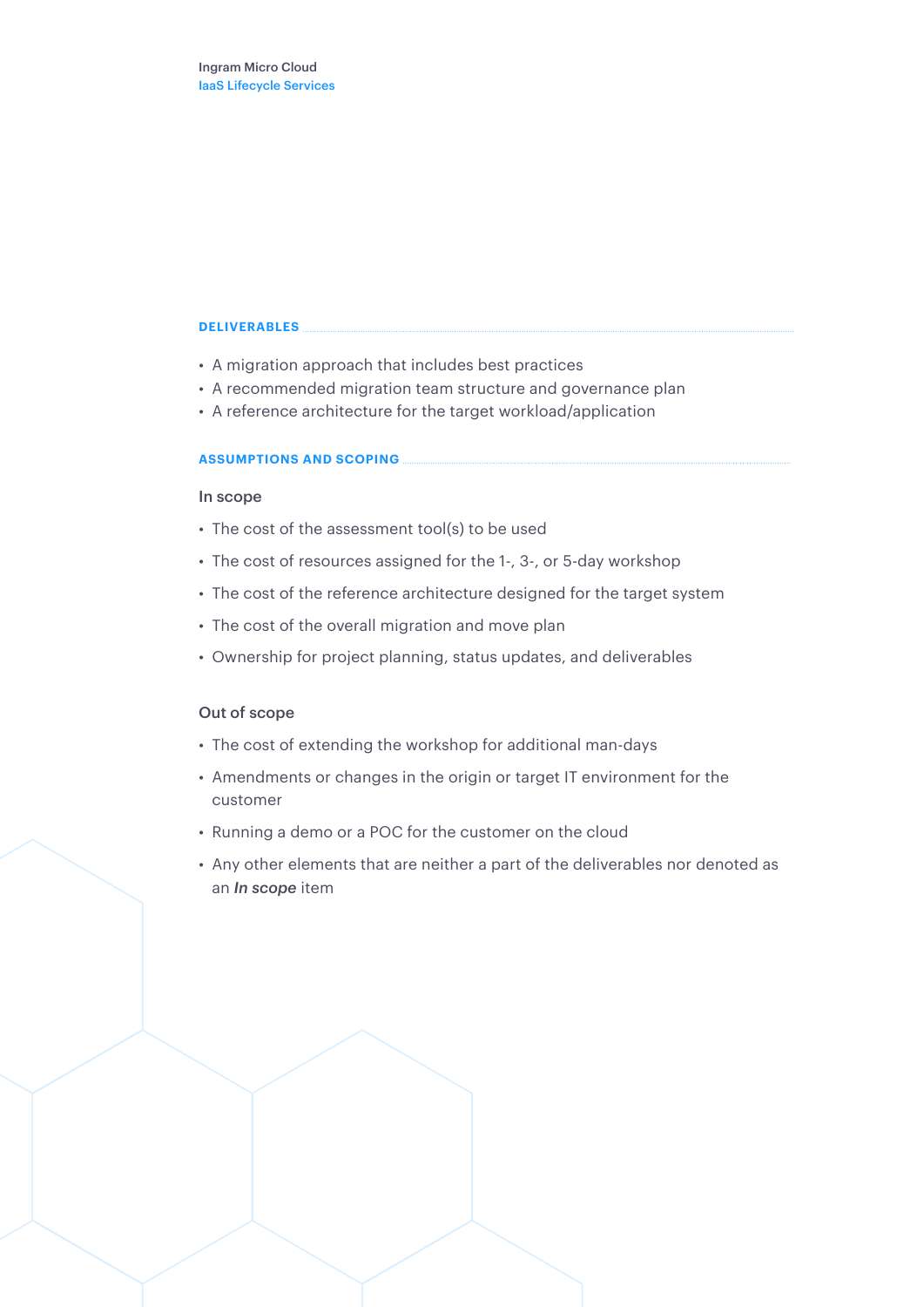## DELIVERABLES

- A migration approach that includes best practices
- A recommended migration team structure and governance plan
- A reference architecture for the target workload/application

## ASSUMPTIONS AND SCOPING

### In scope

- The cost of the assessment tool(s) to be used
- The cost of resources assigned for the 1-, 3-, or 5-day workshop
- The cost of the reference architecture designed for the target system
- The cost of the overall migration and move plan
- Ownership for project planning, status updates, and deliverables

### Out of scope

- The cost of extending the workshop for additional man-days
- Amendments or changes in the origin or target IT environment for the customer
- Running a demo or a POC for the customer on the cloud
- Any other elements that are neither a part of the deliverables nor denoted as an ***In scope*** item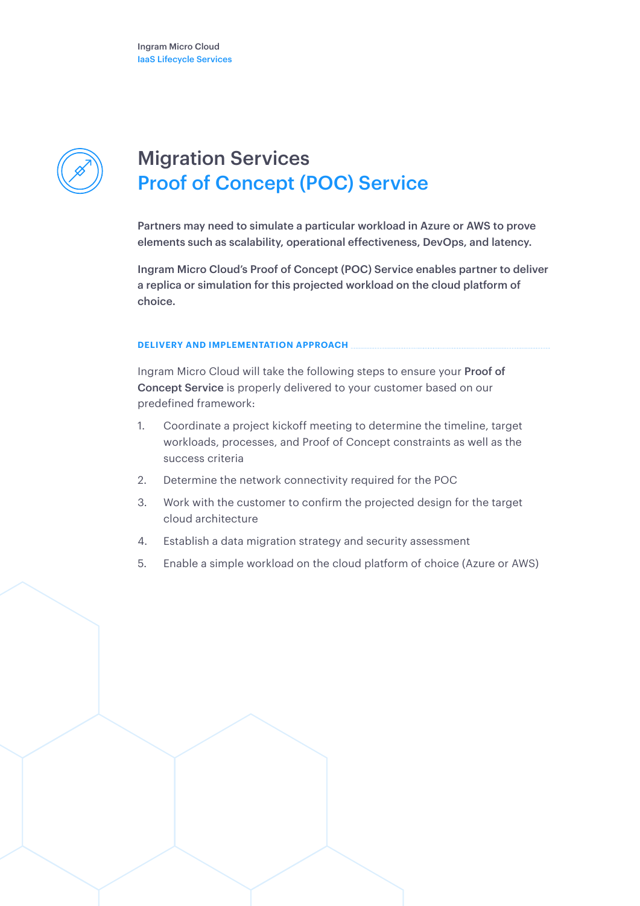# Migration Services
## Proof of Concept (POC) Service

**Partners may need to simulate a particular workload in Azure or AWS to prove elements such as scalability, operational effectiveness, DevOps, and latency.**

**Ingram Micro Cloud's Proof of Concept (POC) Service enables partner to deliver a replica or simulation for this projected workload on the cloud platform of choice.**

### DELIVERY AND IMPLEMENTATION APPROACH

Ingram Micro Cloud will take the following steps to ensure your **Proof of Concept Service** is properly delivered to your customer based on our predefined framework:

1. Coordinate a project kickoff meeting to determine the timeline, target workloads, processes, and Proof of Concept constraints as well as the success criteria
2. Determine the network connectivity required for the POC
3. Work with the customer to confirm the projected design for the target cloud architecture
4. Establish a data migration strategy and security assessment
5. Enable a simple workload on the cloud platform of choice (Azure or AWS)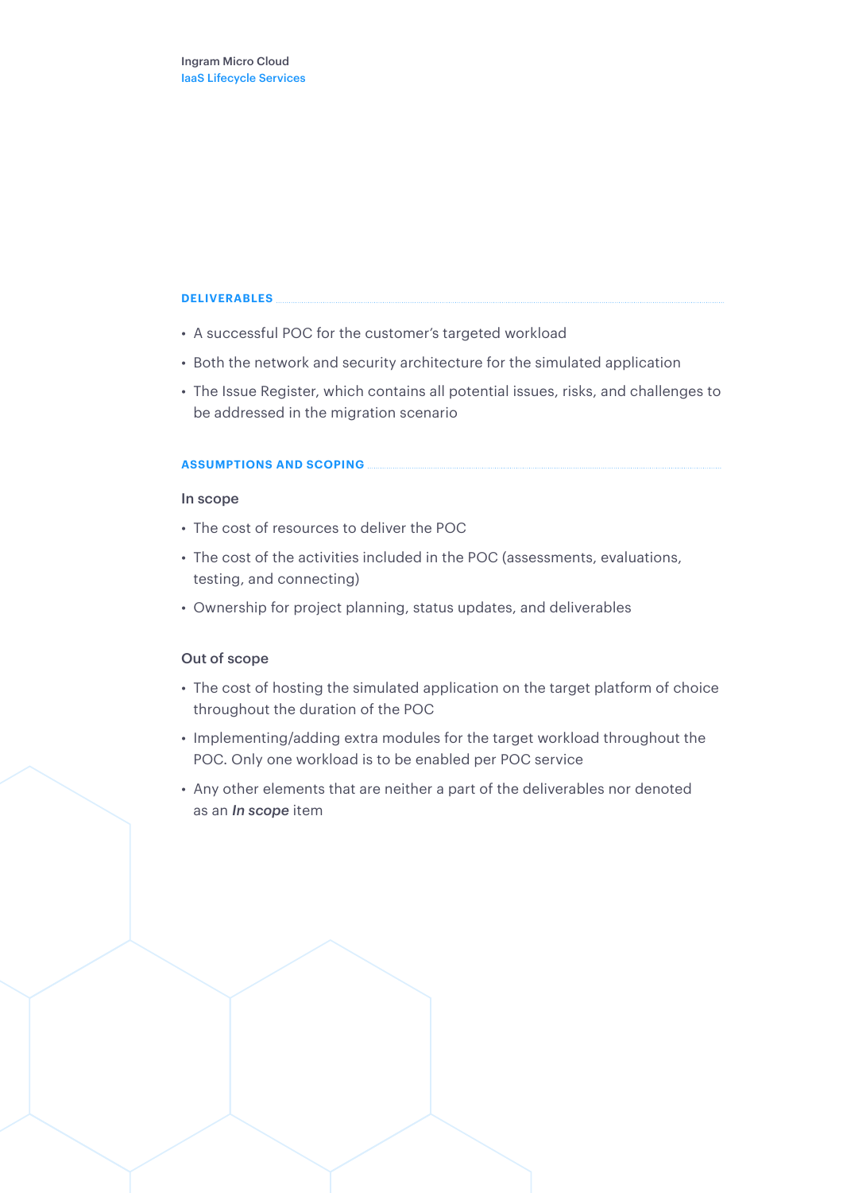## DELIVERABLES

- A successful POC for the customer's targeted workload
- Both the network and security architecture for the simulated application
- The Issue Register, which contains all potential issues, risks, and challenges to be addressed in the migration scenario

## ASSUMPTIONS AND SCOPING

### In scope

- The cost of resources to deliver the POC
- The cost of the activities included in the POC (assessments, evaluations, testing, and connecting)
- Ownership for project planning, status updates, and deliverables

### Out of scope

- The cost of hosting the simulated application on the target platform of choice throughout the duration of the POC
- Implementing/adding extra modules for the target workload throughout the POC. Only one workload is to be enabled per POC service
- Any other elements that are neither a part of the deliverables nor denoted as an ***In scope*** item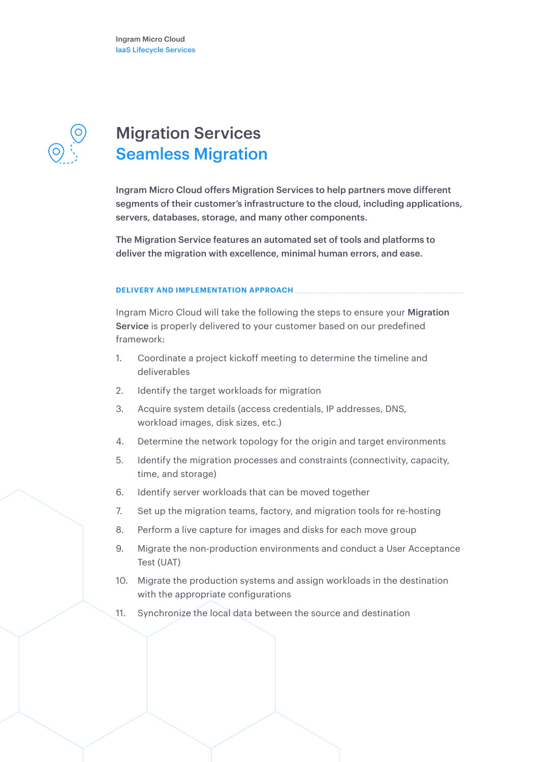# Migration Services

## Seamless Migration

**Ingram Micro Cloud offers Migration Services to help partners move different segments of their customer's infrastructure to the cloud, including applications, servers, databases, storage, and many other components.**

**The Migration Service features an automated set of tools and platforms to deliver the migration with excellence, minimal human errors, and ease.**

### DELIVERY AND IMPLEMENTATION APPROACH

Ingram Micro Cloud will take the following the steps to ensure your **Migration Service** is properly delivered to your customer based on our predefined framework:

1. Coordinate a project kickoff meeting to determine the timeline and deliverables
2. Identify the target workloads for migration
3. Acquire system details (access credentials, IP addresses, DNS, workload images, disk sizes, etc.)
4. Determine the network topology for the origin and target environments
5. Identify the migration processes and constraints (connectivity, capacity, time, and storage)
6. Identify server workloads that can be moved together
7. Set up the migration teams, factory, and migration tools for re-hosting
8. Perform a live capture for images and disks for each move group
9. Migrate the non-production environments and conduct a User Acceptance Test (UAT)
10. Migrate the production systems and assign workloads in the destination with the appropriate configurations
11. Synchronize the local data between the source and destination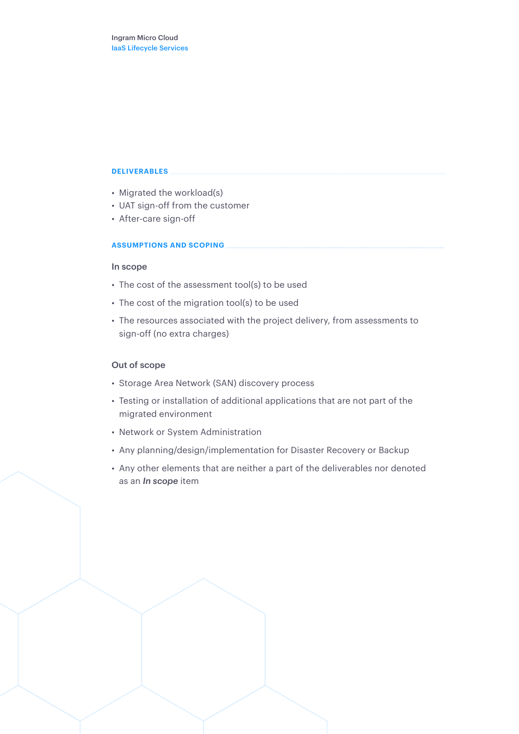## DELIVERABLES

- Migrated the workload(s)
- UAT sign-off from the customer
- After-care sign-off

## ASSUMPTIONS AND SCOPING

### In scope

- The cost of the assessment tool(s) to be used
- The cost of the migration tool(s) to be used
- The resources associated with the project delivery, from assessments to sign-off (no extra charges)

### Out of scope

- Storage Area Network (SAN) discovery process
- Testing or installation of additional applications that are not part of the migrated environment
- Network or System Administration
- Any planning/design/implementation for Disaster Recovery or Backup
- Any other elements that are neither a part of the deliverables nor denoted as an ***In scope*** item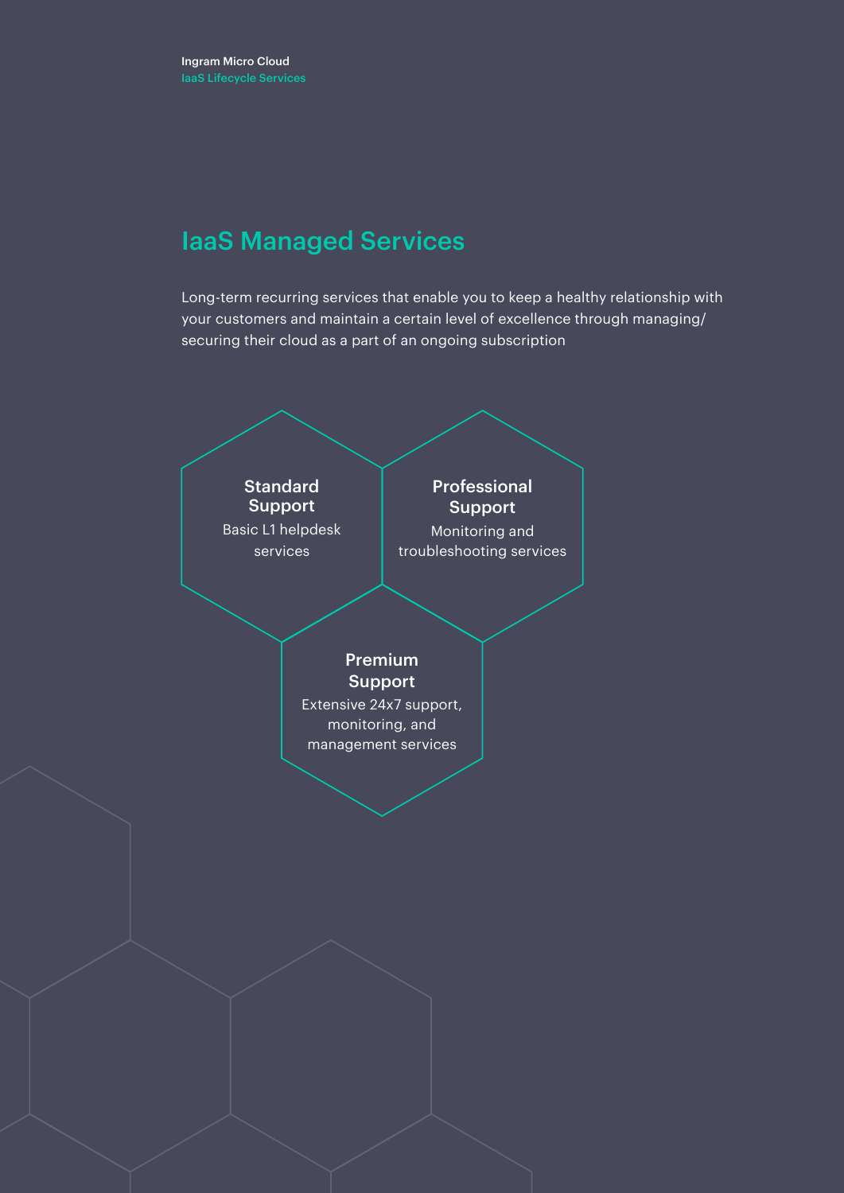# IaaS Managed Services

Long-term recurring services that enable you to keep a healthy relationship with your customers and maintain a certain level of excellence through managing/securing their cloud as a part of an ongoing subscription

**Standard Support**
Basic L1 helpdesk services

**Professional Support**
Monitoring and troubleshooting services

**Premium Support**
Extensive 24x7 support, monitoring, and management services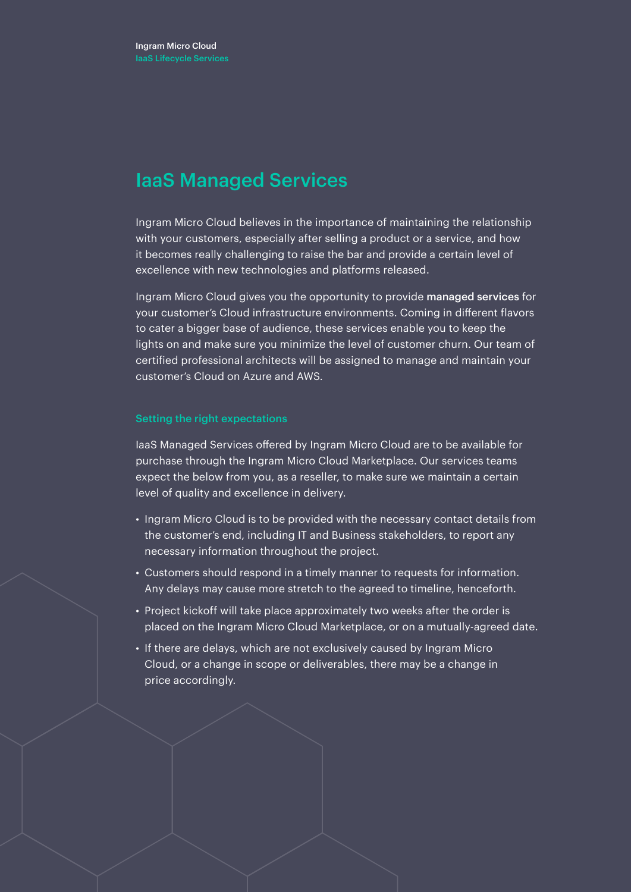# IaaS Managed Services

Ingram Micro Cloud believes in the importance of maintaining the relationship with your customers, especially after selling a product or a service, and how it becomes really challenging to raise the bar and provide a certain level of excellence with new technologies and platforms released.

Ingram Micro Cloud gives you the opportunity to provide **managed services** for your customer's Cloud infrastructure environments. Coming in different flavors to cater a bigger base of audience, these services enable you to keep the lights on and make sure you minimize the level of customer churn. Our team of certified professional architects will be assigned to manage and maintain your customer's Cloud on Azure and AWS.

### Setting the right expectations

IaaS Managed Services offered by Ingram Micro Cloud are to be available for purchase through the Ingram Micro Cloud Marketplace. Our services teams expect the below from you, as a reseller, to make sure we maintain a certain level of quality and excellence in delivery.

- Ingram Micro Cloud is to be provided with the necessary contact details from the customer's end, including IT and Business stakeholders, to report any necessary information throughout the project.
- Customers should respond in a timely manner to requests for information. Any delays may cause more stretch to the agreed to timeline, henceforth.
- Project kickoff will take place approximately two weeks after the order is placed on the Ingram Micro Cloud Marketplace, or on a mutually-agreed date.
- If there are delays, which are not exclusively caused by Ingram Micro Cloud, or a change in scope or deliverables, there may be a change in price accordingly.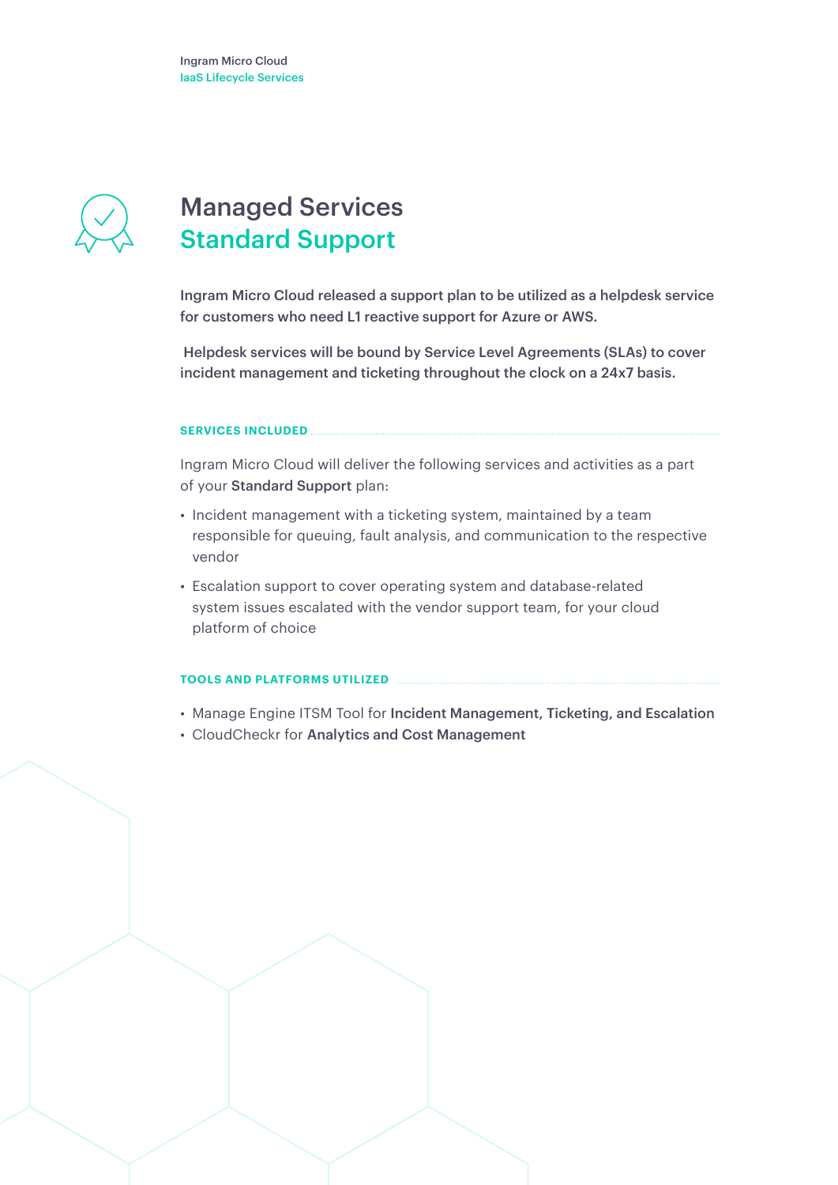# Managed Services
## Standard Support

**Ingram Micro Cloud released a support plan to be utilized as a helpdesk service for customers who need L1 reactive support for Azure or AWS.**

**Helpdesk services will be bound by Service Level Agreements (SLAs) to cover incident management and ticketing throughout the clock on a 24x7 basis.**

### SERVICES INCLUDED

Ingram Micro Cloud will deliver the following services and activities as a part of your **Standard Support** plan:

- Incident management with a ticketing system, maintained by a team responsible for queuing, fault analysis, and communication to the respective vendor
- Escalation support to cover operating system and database-related system issues escalated with the vendor support team, for your cloud platform of choice

### TOOLS AND PLATFORMS UTILIZED

- Manage Engine ITSM Tool for **Incident Management, Ticketing, and Escalation**
- CloudCheckr for **Analytics and Cost Management**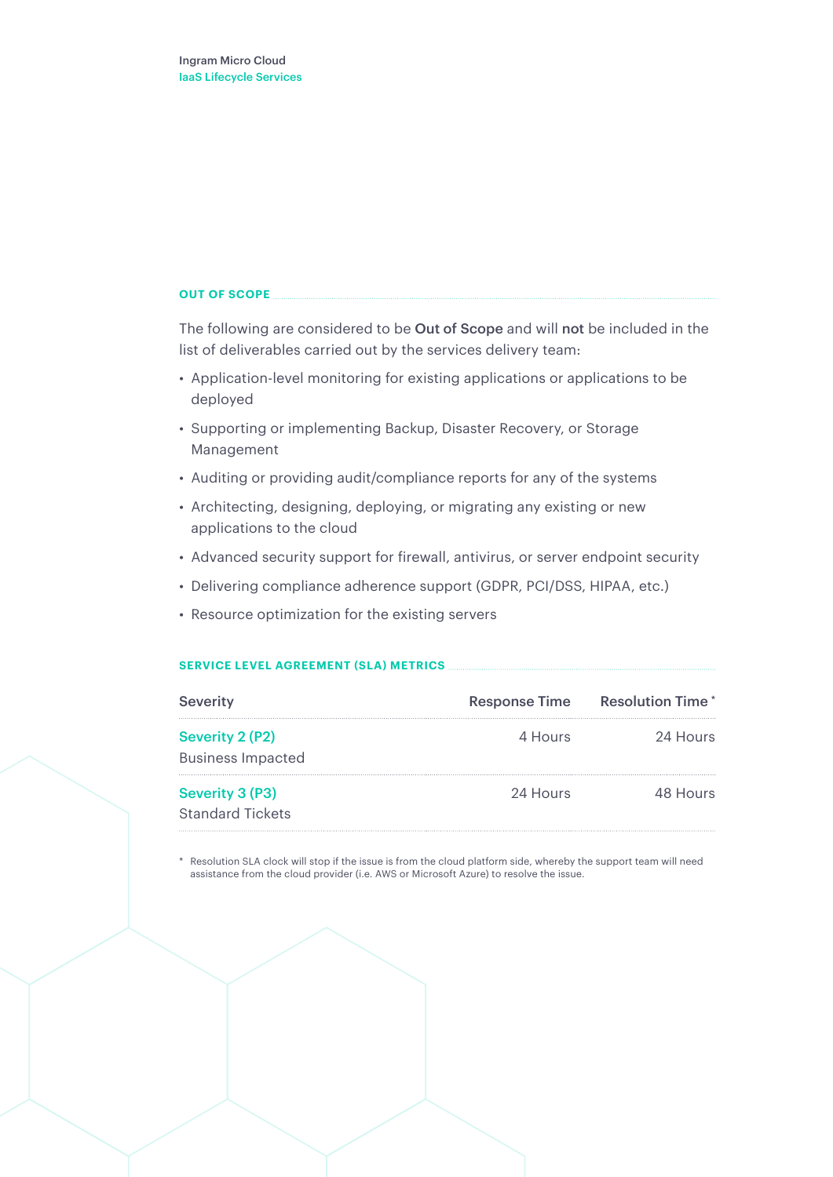## OUT OF SCOPE

The following are considered to be **Out of Scope** and will **not** be included in the list of deliverables carried out by the services delivery team:

- Application-level monitoring for existing applications or applications to be deployed
- Supporting or implementing Backup, Disaster Recovery, or Storage Management
- Auditing or providing audit/compliance reports for any of the systems
- Architecting, designing, deploying, or migrating any existing or new applications to the cloud
- Advanced security support for firewall, antivirus, or server endpoint security
- Delivering compliance adherence support (GDPR, PCI/DSS, HIPAA, etc.)
- Resource optimization for the existing servers

## SERVICE LEVEL AGREEMENT (SLA) METRICS

| Severity | Response Time | Resolution Time * |
|---|---|---|
| Severity 2 (P2) Business Impacted | 4 Hours | 24 Hours |
| Severity 3 (P3) Standard Tickets | 24 Hours | 48 Hours |

\* Resolution SLA clock will stop if the issue is from the cloud platform side, whereby the support team will need assistance from the cloud provider (i.e. AWS or Microsoft Azure) to resolve the issue.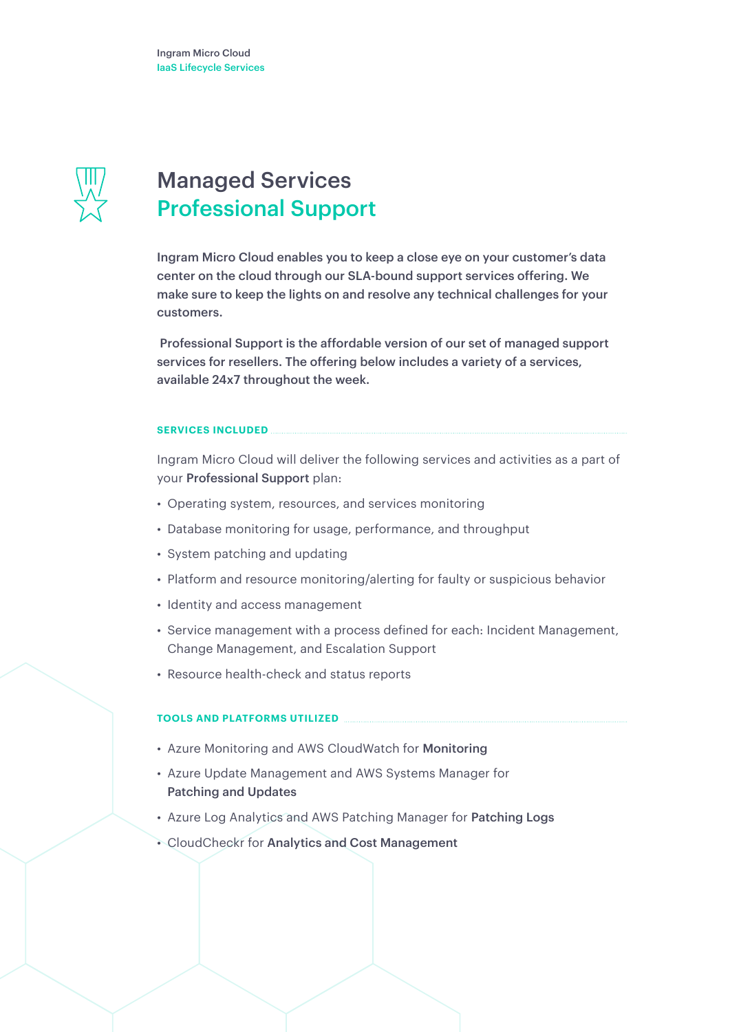# Managed Services
## Professional Support

**Ingram Micro Cloud enables you to keep a close eye on your customer's data center on the cloud through our SLA-bound support services offering. We make sure to keep the lights on and resolve any technical challenges for your customers.**

**Professional Support is the affordable version of our set of managed support services for resellers. The offering below includes a variety of a services, available 24x7 throughout the week.**

### SERVICES INCLUDED

Ingram Micro Cloud will deliver the following services and activities as a part of your **Professional Support** plan:

- Operating system, resources, and services monitoring
- Database monitoring for usage, performance, and throughput
- System patching and updating
- Platform and resource monitoring/alerting for faulty or suspicious behavior
- Identity and access management
- Service management with a process defined for each: Incident Management, Change Management, and Escalation Support
- Resource health-check and status reports

### TOOLS AND PLATFORMS UTILIZED

- Azure Monitoring and AWS CloudWatch for **Monitoring**
- Azure Update Management and AWS Systems Manager for **Patching and Updates**
- Azure Log Analytics and AWS Patching Manager for **Patching Logs**
- CloudCheckr for **Analytics and Cost Management**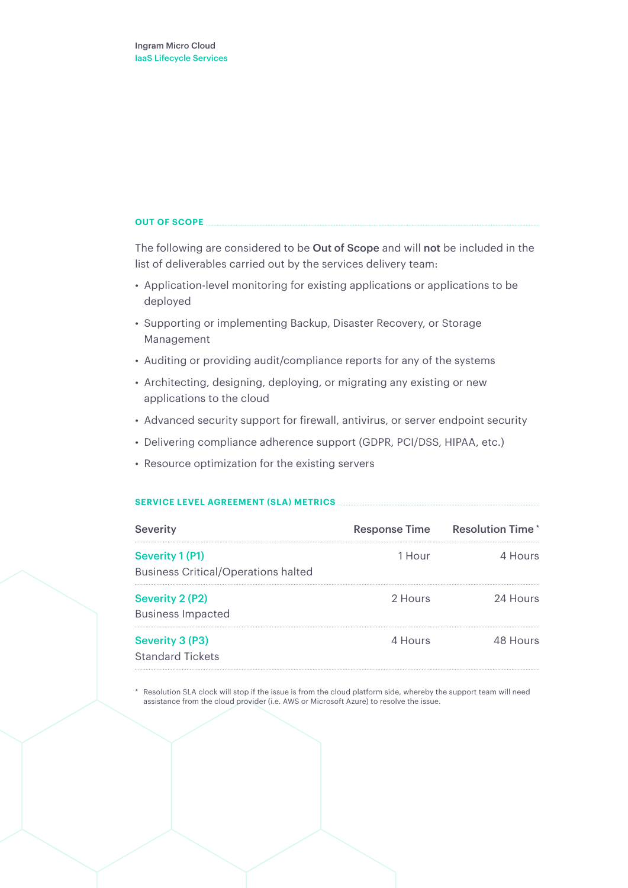## OUT OF SCOPE

The following are considered to be **Out of Scope** and will **not** be included in the list of deliverables carried out by the services delivery team:

- Application-level monitoring for existing applications or applications to be deployed
- Supporting or implementing Backup, Disaster Recovery, or Storage Management
- Auditing or providing audit/compliance reports for any of the systems
- Architecting, designing, deploying, or migrating any existing or new applications to the cloud
- Advanced security support for firewall, antivirus, or server endpoint security
- Delivering compliance adherence support (GDPR, PCI/DSS, HIPAA, etc.)
- Resource optimization for the existing servers

## SERVICE LEVEL AGREEMENT (SLA) METRICS

| Severity | Response Time | Resolution Time * |
|---|---|---|
| **Severity 1 (P1)** Business Critical/Operations halted | 1 Hour | 4 Hours |
| **Severity 2 (P2)** Business Impacted | 2 Hours | 24 Hours |
| **Severity 3 (P3)** Standard Tickets | 4 Hours | 48 Hours |

* Resolution SLA clock will stop if the issue is from the cloud platform side, whereby the support team will need assistance from the cloud provider (i.e. AWS or Microsoft Azure) to resolve the issue.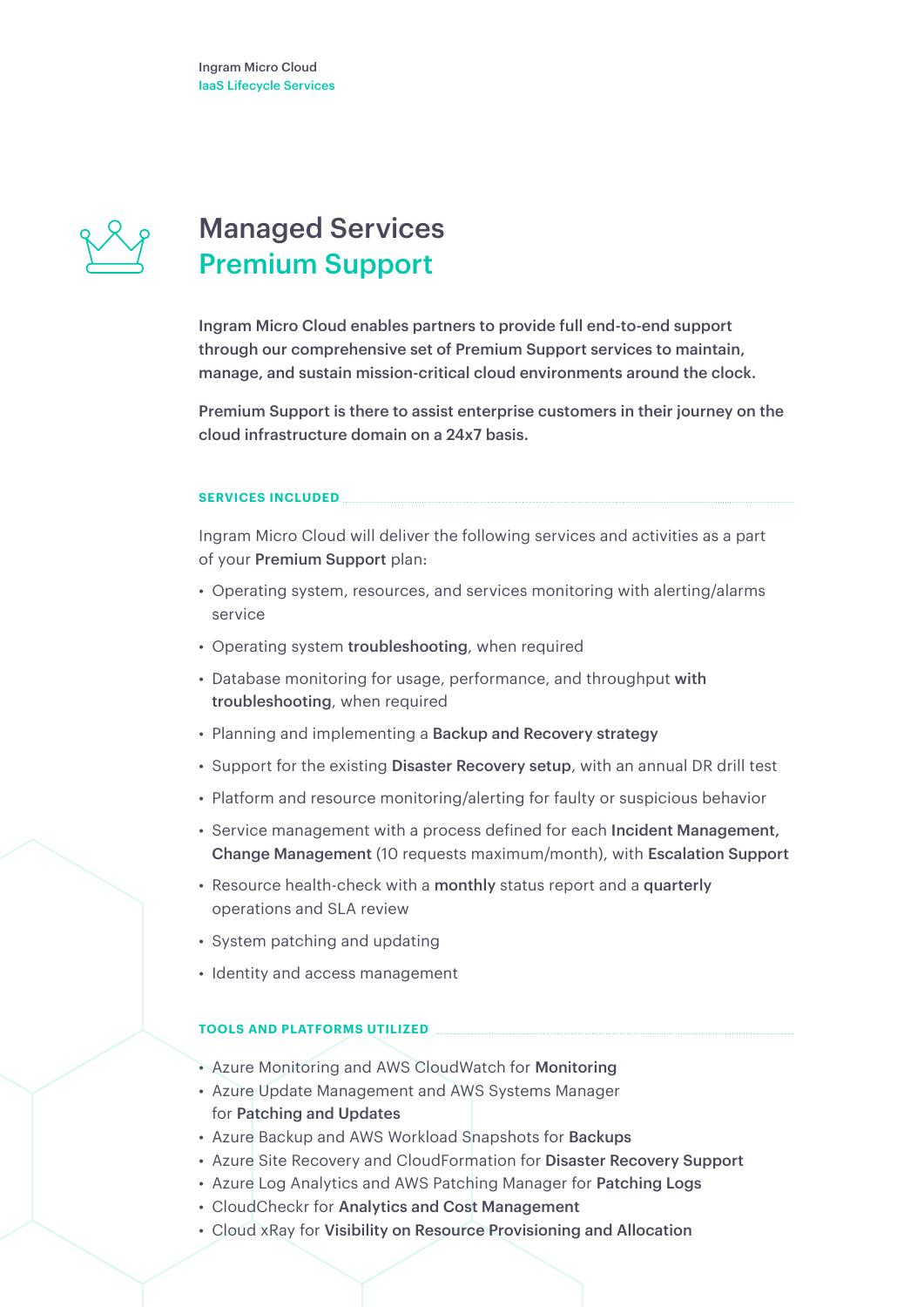# Managed Services
## Premium Support

**Ingram Micro Cloud enables partners to provide full end-to-end support through our comprehensive set of Premium Support services to maintain, manage, and sustain mission-critical cloud environments around the clock.**

**Premium Support is there to assist enterprise customers in their journey on the cloud infrastructure domain on a 24x7 basis.**

### SERVICES INCLUDED

Ingram Micro Cloud will deliver the following services and activities as a part of your **Premium Support** plan:

- Operating system, resources, and services monitoring with alerting/alarms service
- Operating system **troubleshooting**, when required
- Database monitoring for usage, performance, and throughput **with troubleshooting**, when required
- Planning and implementing a **Backup and Recovery strategy**
- Support for the existing **Disaster Recovery setup**, with an annual DR drill test
- Platform and resource monitoring/alerting for faulty or suspicious behavior
- Service management with a process defined for each **Incident Management, Change Management** (10 requests maximum/month), with **Escalation Support**
- Resource health-check with a **monthly** status report and a **quarterly** operations and SLA review
- System patching and updating
- Identity and access management

### TOOLS AND PLATFORMS UTILIZED

- Azure Monitoring and AWS CloudWatch for **Monitoring**
- Azure Update Management and AWS Systems Manager for **Patching and Updates**
- Azure Backup and AWS Workload Snapshots for **Backups**
- Azure Site Recovery and CloudFormation for **Disaster Recovery Support**
- Azure Log Analytics and AWS Patching Manager for **Patching Logs**
- CloudCheckr for **Analytics and Cost Management**
- Cloud xRay for **Visibility on Resource Provisioning and Allocation**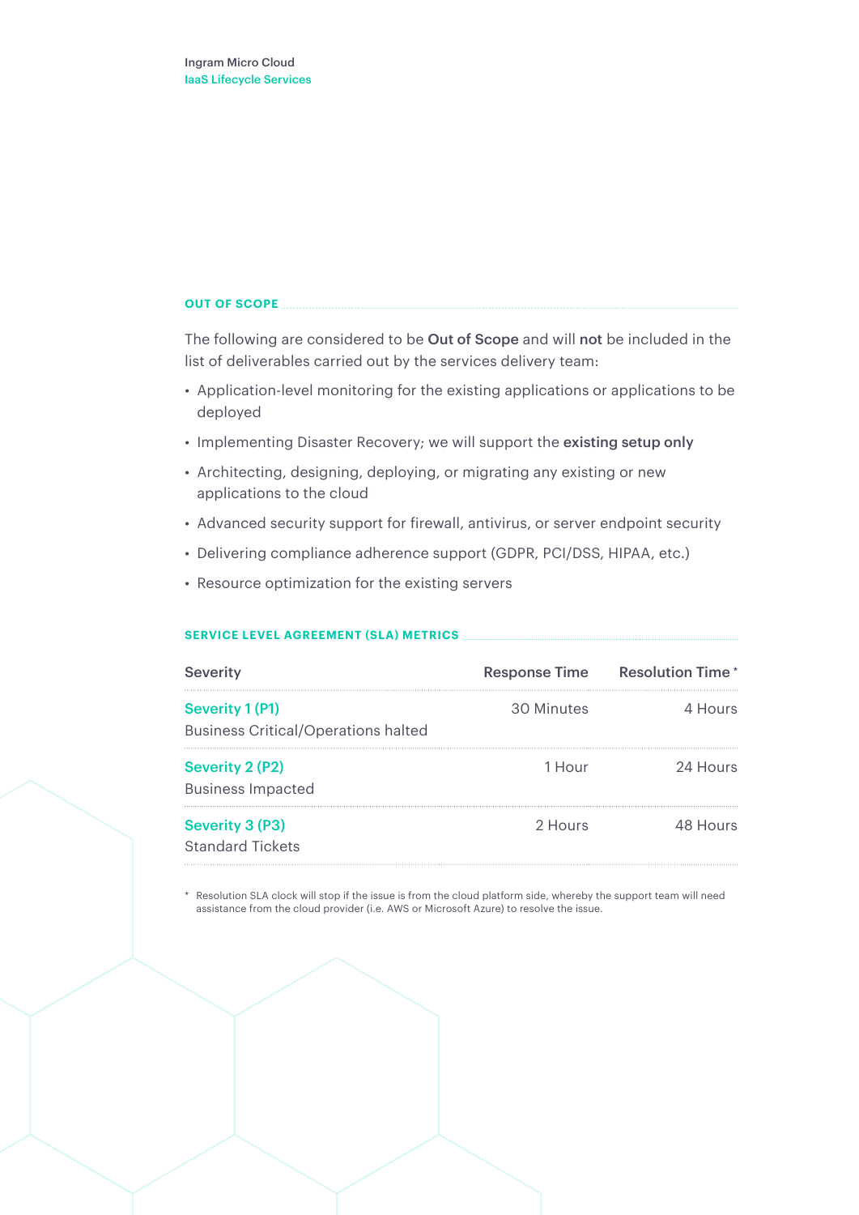## OUT OF SCOPE

The following are considered to be **Out of Scope** and will **not** be included in the list of deliverables carried out by the services delivery team:

- Application-level monitoring for the existing applications or applications to be deployed
- Implementing Disaster Recovery; we will support the **existing setup only**
- Architecting, designing, deploying, or migrating any existing or new applications to the cloud
- Advanced security support for firewall, antivirus, or server endpoint security
- Delivering compliance adherence support (GDPR, PCI/DSS, HIPAA, etc.)
- Resource optimization for the existing servers

## SERVICE LEVEL AGREEMENT (SLA) METRICS

| Severity | Response Time | Resolution Time * |
|---|---|---|
| **Severity 1 (P1)** Business Critical/Operations halted | 30 Minutes | 4 Hours |
| **Severity 2 (P2)** Business Impacted | 1 Hour | 24 Hours |
| **Severity 3 (P3)** Standard Tickets | 2 Hours | 48 Hours |

\* Resolution SLA clock will stop if the issue is from the cloud platform side, whereby the support team will need assistance from the cloud provider (i.e. AWS or Microsoft Azure) to resolve the issue.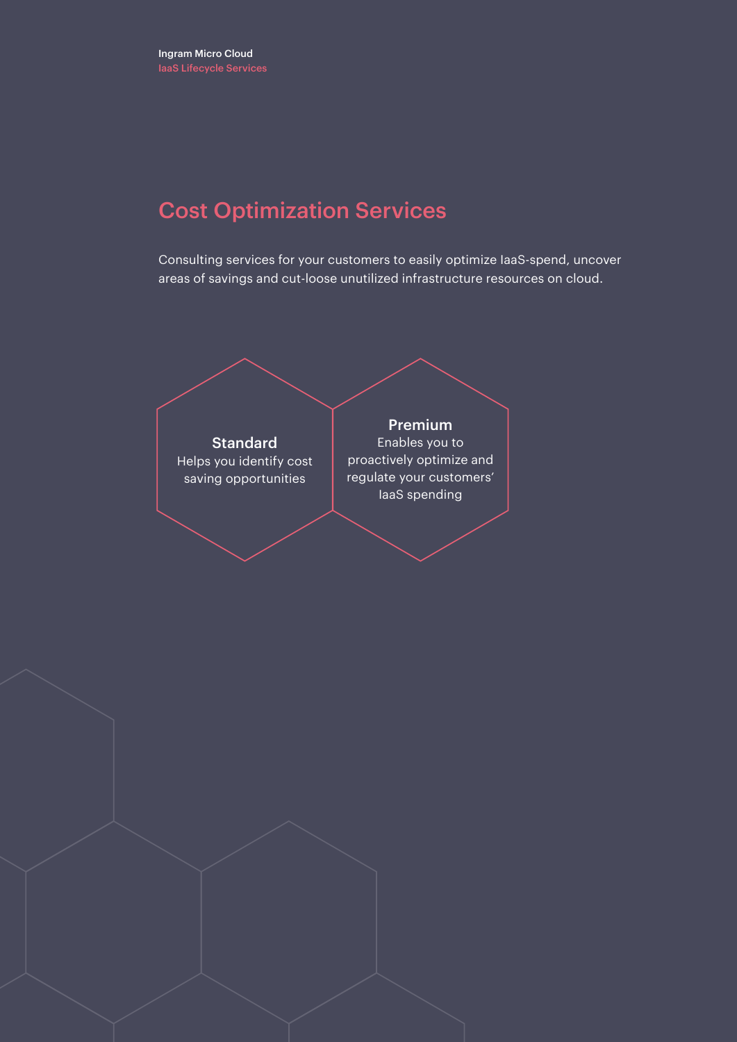# Cost Optimization Services

Consulting services for your customers to easily optimize IaaS-spend, uncover areas of savings and cut-loose unutilized infrastructure resources on cloud.

### Standard

Helps you identify cost saving opportunities

### Premium

Enables you to proactively optimize and regulate your customers' IaaS spending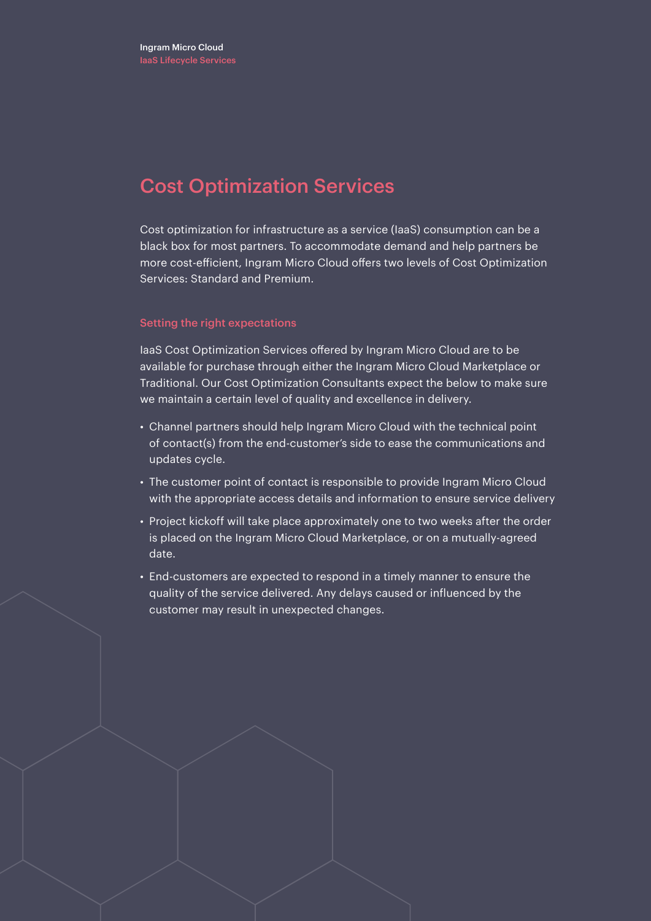# Cost Optimization Services

Cost optimization for infrastructure as a service (IaaS) consumption can be a black box for most partners. To accommodate demand and help partners be more cost-efficient, Ingram Micro Cloud offers two levels of Cost Optimization Services: Standard and Premium.

### Setting the right expectations

IaaS Cost Optimization Services offered by Ingram Micro Cloud are to be available for purchase through either the Ingram Micro Cloud Marketplace or Traditional. Our Cost Optimization Consultants expect the below to make sure we maintain a certain level of quality and excellence in delivery.

- Channel partners should help Ingram Micro Cloud with the technical point of contact(s) from the end-customer's side to ease the communications and updates cycle.
- The customer point of contact is responsible to provide Ingram Micro Cloud with the appropriate access details and information to ensure service delivery
- Project kickoff will take place approximately one to two weeks after the order is placed on the Ingram Micro Cloud Marketplace, or on a mutually-agreed date.
- End-customers are expected to respond in a timely manner to ensure the quality of the service delivered. Any delays caused or influenced by the customer may result in unexpected changes.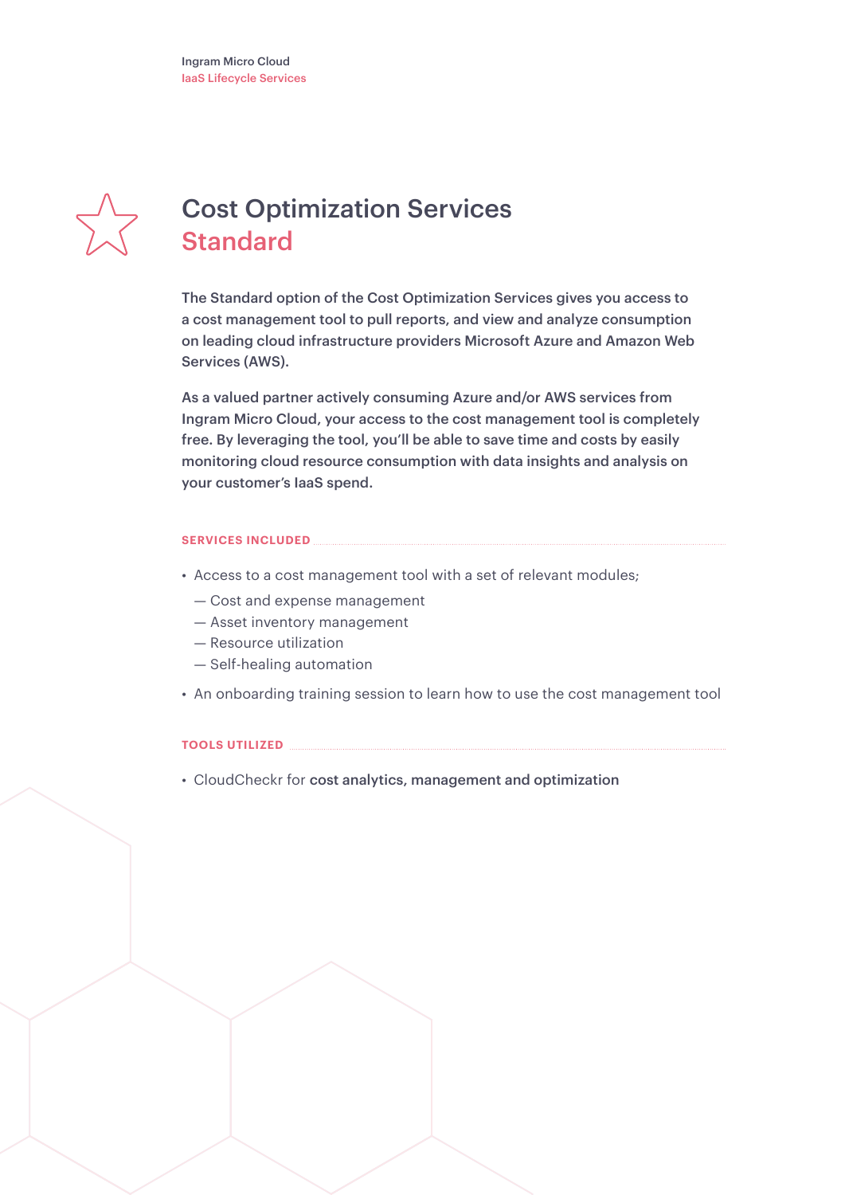# Cost Optimization Services
## Standard

**The Standard option of the Cost Optimization Services gives you access to a cost management tool to pull reports, and view and analyze consumption on leading cloud infrastructure providers Microsoft Azure and Amazon Web Services (AWS).**

**As a valued partner actively consuming Azure and/or AWS services from Ingram Micro Cloud, your access to the cost management tool is completely free. By leveraging the tool, you'll be able to save time and costs by easily monitoring cloud resource consumption with data insights and analysis on your customer's IaaS spend.**

### SERVICES INCLUDED

- Access to a cost management tool with a set of relevant modules;
  - — Cost and expense management
  - — Asset inventory management
  - — Resource utilization
  - — Self-healing automation
- An onboarding training session to learn how to use the cost management tool

### TOOLS UTILIZED

- CloudCheckr for **cost analytics, management and optimization**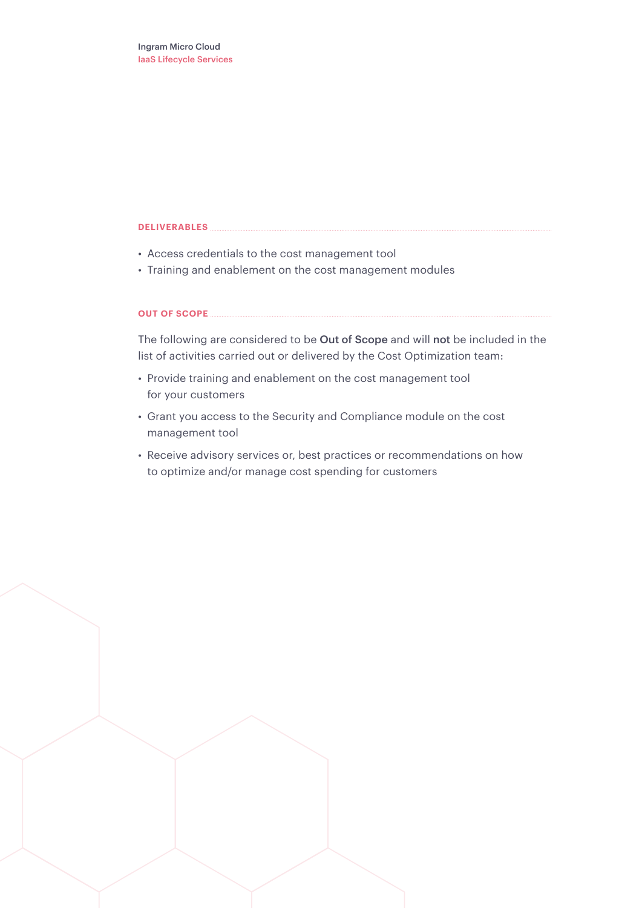## DELIVERABLES

- Access credentials to the cost management tool
- Training and enablement on the cost management modules

## OUT OF SCOPE

The following are considered to be **Out of Scope** and will **not** be included in the list of activities carried out or delivered by the Cost Optimization team:

- Provide training and enablement on the cost management tool for your customers
- Grant you access to the Security and Compliance module on the cost management tool
- Receive advisory services or, best practices or recommendations on how to optimize and/or manage cost spending for customers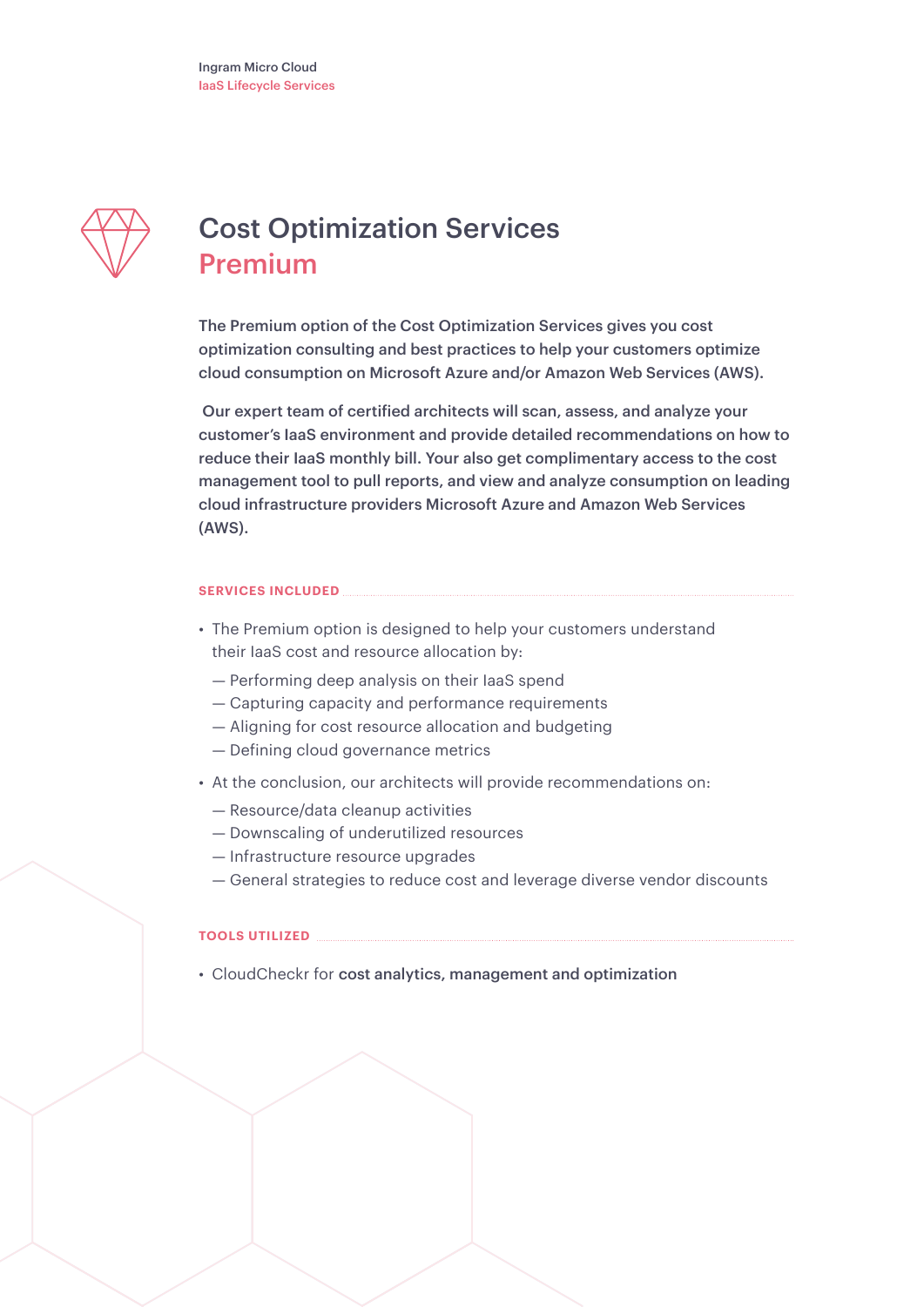# Cost Optimization Services
## Premium

**The Premium option of the Cost Optimization Services gives you cost optimization consulting and best practices to help your customers optimize cloud consumption on Microsoft Azure and/or Amazon Web Services (AWS).**

**Our expert team of certified architects will scan, assess, and analyze your customer's IaaS environment and provide detailed recommendations on how to reduce their IaaS monthly bill. Your also get complimentary access to the cost management tool to pull reports, and view and analyze consumption on leading cloud infrastructure providers Microsoft Azure and Amazon Web Services (AWS).**

### SERVICES INCLUDED

- The Premium option is designed to help your customers understand their IaaS cost and resource allocation by:
  - Performing deep analysis on their IaaS spend
  - Capturing capacity and performance requirements
  - Aligning for cost resource allocation and budgeting
  - Defining cloud governance metrics
- At the conclusion, our architects will provide recommendations on:
  - Resource/data cleanup activities
  - Downscaling of underutilized resources
  - Infrastructure resource upgrades
  - General strategies to reduce cost and leverage diverse vendor discounts

### TOOLS UTILIZED

- CloudCheckr for **cost analytics, management and optimization**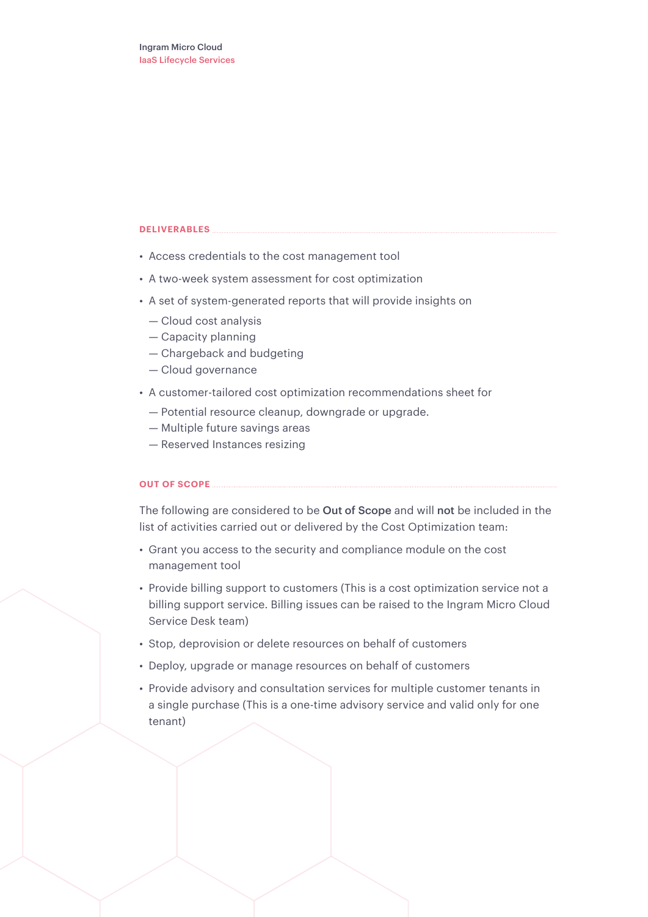## DELIVERABLES

- Access credentials to the cost management tool
- A two-week system assessment for cost optimization
- A set of system-generated reports that will provide insights on
  - Cloud cost analysis
  - Capacity planning
  - Chargeback and budgeting
  - Cloud governance
- A customer-tailored cost optimization recommendations sheet for
  - Potential resource cleanup, downgrade or upgrade.
  - Multiple future savings areas
  - Reserved Instances resizing

## OUT OF SCOPE

The following are considered to be **Out of Scope** and will **not** be included in the list of activities carried out or delivered by the Cost Optimization team:

- Grant you access to the security and compliance module on the cost management tool
- Provide billing support to customers (This is a cost optimization service not a billing support service. Billing issues can be raised to the Ingram Micro Cloud Service Desk team)
- Stop, deprovision or delete resources on behalf of customers
- Deploy, upgrade or manage resources on behalf of customers
- Provide advisory and consultation services for multiple customer tenants in a single purchase (This is a one-time advisory service and valid only for one tenant)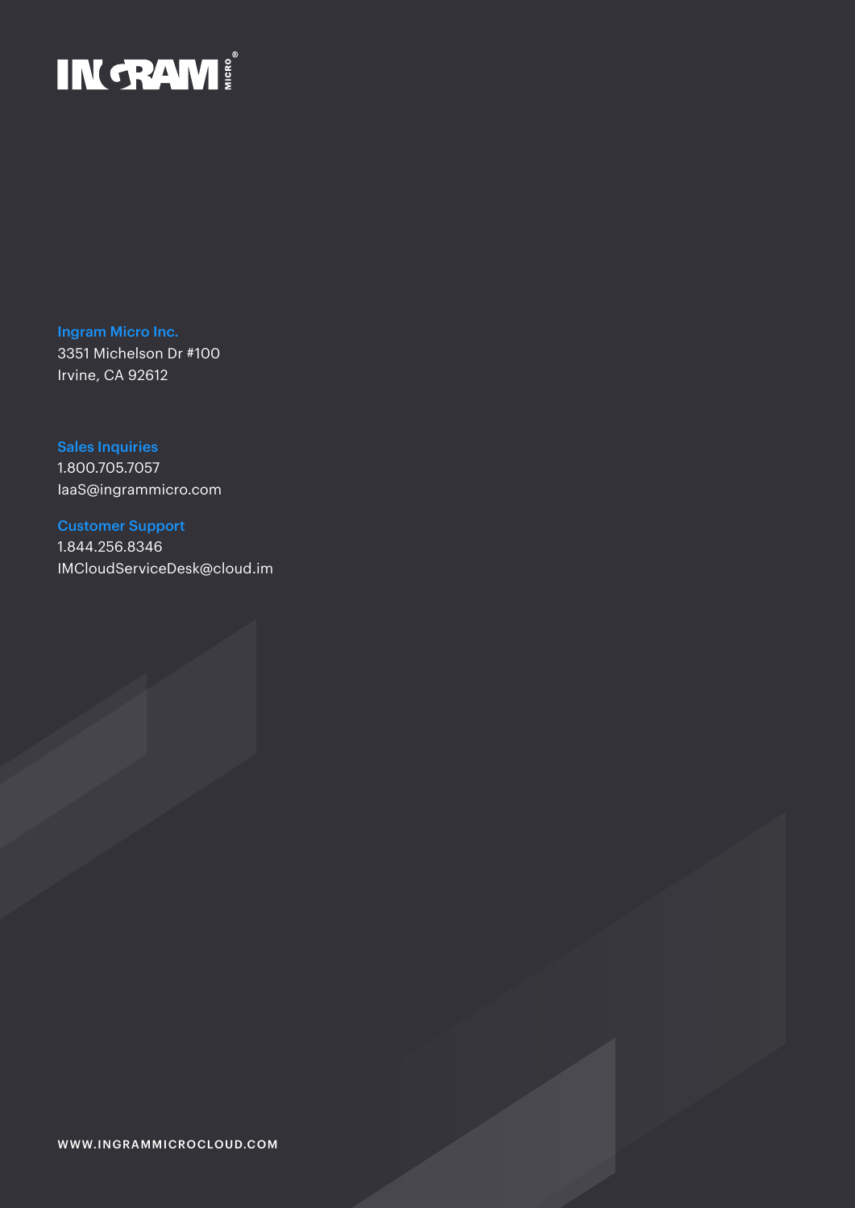INGRAM MICRO®

**Ingram Micro Inc.**
3351 Michelson Dr #100
Irvine, CA 92612

**Sales Inquiries**
1.800.705.7057
IaaS@ingrammicro.com

**Customer Support**
1.844.256.8346
IMCloudServiceDesk@cloud.im

WWW.INGRAMMICROCLOUD.COM